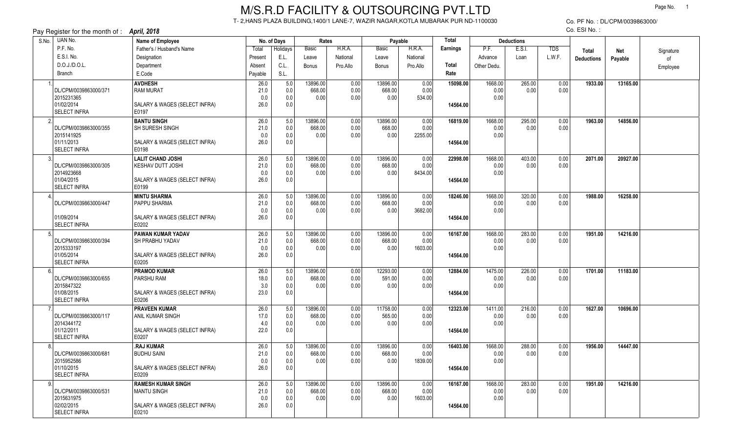# M/S.R.D FACILITY & OUTSOURCING PVT.LTD

T- 2,HANS PLAZA BUILDING,1400/1 LANE-7, WAZIR NAGAR,KOTLA MUBARAK PUR ND-1100030

Co. PF No. : DL/CPM/0039863000/

Co. ESI No. :

Pay Register for the month of : ***April, 2018***

| S.No. | UAN No. / P.F. No. / E.S.I. No. / D.O.J./D.O.L. / Branch | Name of Employee / Father's / Husband's Name / Designation / Department / E.Code | No. of Days: Total / Present / Absent / Payable | No. of Days: Holidays / E.L. / C.L. / S.L. | Rates: Basic / Leave / Bonus | Rates: H.R.A. / National / Pro.Allo | Payable: Basic / Leave / Bonus | Payable: H.R.A. / National / Pro.Allo | Total Earnings / Total Rate | Deductions: P.F. / Advance / Other Dedu. | Deductions: E.S.I. / Loan | Deductions: TDS / L.W.F. | Total Deductions | Net Payable | Signature of Employee |
|---|---|---|---|---|---|---|---|---|---|---|---|---|---|---|---|
| 1. | <br>DL/CPM/0039863000/371<br>2015231365<br>01/02/2014<br>SELECT INFRA | **AVDHESH**<br>RAM MURAT<br><br>SALARY & WAGES (SELECT INFRA)<br>E0197 | 26.0<br>21.0<br>0.0<br>26.0 | 5.0<br>0.0<br>0.0<br>0.0 | 13896.00<br>668.00<br>0.00 | 0.00<br>0.00<br>0.00 | 13896.00<br>668.00<br>0.00 | 0.00<br>0.00<br>534.00 | **15098.00**<br><br>**14564.00** | 1668.00<br>0.00<br>0.00 | 265.00<br>0.00 | 0.00<br>0.00 | **1933.00** | **13165.00** | |
| 2. | <br>DL/CPM/0039863000/355<br>2015141925<br>01/11/2013<br>SELECT INFRA | **BANTU SINGH**<br>SH SURESH SINGH<br><br>SALARY & WAGES (SELECT INFRA)<br>E0198 | 26.0<br>21.0<br>0.0<br>26.0 | 5.0<br>0.0<br>0.0<br>0.0 | 13896.00<br>668.00<br>0.00 | 0.00<br>0.00<br>0.00 | 13896.00<br>668.00<br>0.00 | 0.00<br>0.00<br>2255.00 | **16819.00**<br><br>**14564.00** | 1668.00<br>0.00<br>0.00 | 295.00<br>0.00 | 0.00<br>0.00 | **1963.00** | **14856.00** | |
| 3. | <br>DL/CPM/0039863000/305<br>2014923668<br>01/04/2015<br>SELECT INFRA | **LALIT CHAND JOSHI**<br>KESHAV DUTT JOSHI<br><br>SALARY & WAGES (SELECT INFRA)<br>E0199 | 26.0<br>21.0<br>0.0<br>26.0 | 5.0<br>0.0<br>0.0<br>0.0 | 13896.00<br>668.00<br>0.00 | 0.00<br>0.00<br>0.00 | 13896.00<br>668.00<br>0.00 | 0.00<br>0.00<br>8434.00 | **22998.00**<br><br>**14564.00** | 1668.00<br>0.00<br>0.00 | 403.00<br>0.00 | 0.00<br>0.00 | **2071.00** | **20927.00** | |
| 4. | <br>DL/CPM/0039863000/447<br><br>01/09/2014<br>SELECT INFRA | **MINTU SHARMA**<br>PAPPU SHARMA<br><br>SALARY & WAGES (SELECT INFRA)<br>E0202 | 26.0<br>21.0<br>0.0<br>26.0 | 5.0<br>0.0<br>0.0<br>0.0 | 13896.00<br>668.00<br>0.00 | 0.00<br>0.00<br>0.00 | 13896.00<br>668.00<br>0.00 | 0.00<br>0.00<br>3682.00 | **18246.00**<br><br>**14564.00** | 1668.00<br>0.00<br>0.00 | 320.00<br>0.00 | 0.00<br>0.00 | **1988.00** | **16258.00** | |
| 5. | <br>DL/CPM/0039863000/394<br>2015333197<br>01/05/2014<br>SELECT INFRA | **PAWAN KUMAR YADAV**<br>SH PRABHU YADAV<br><br>SALARY & WAGES (SELECT INFRA)<br>E0205 | 26.0<br>21.0<br>0.0<br>26.0 | 5.0<br>0.0<br>0.0<br>0.0 | 13896.00<br>668.00<br>0.00 | 0.00<br>0.00<br>0.00 | 13896.00<br>668.00<br>0.00 | 0.00<br>0.00<br>1603.00 | **16167.00**<br><br>**14564.00** | 1668.00<br>0.00<br>0.00 | 283.00<br>0.00 | 0.00<br>0.00 | **1951.00** | **14216.00** | |
| 6. | <br>DL/CPM/0039863000/655<br>2015847322<br>01/08/2015<br>SELECT INFRA | **PRAMOD KUMAR**<br>PARSHU RAM<br><br>SALARY & WAGES (SELECT INFRA)<br>E0206 | 26.0<br>18.0<br>3.0<br>23.0 | 5.0<br>0.0<br>0.0<br>0.0 | 13896.00<br>668.00<br>0.00 | 0.00<br>0.00<br>0.00 | 12293.00<br>591.00<br>0.00 | 0.00<br>0.00<br>0.00 | **12884.00**<br><br>**14564.00** | 1475.00<br>0.00<br>0.00 | 226.00<br>0.00 | 0.00<br>0.00 | **1701.00** | **11183.00** | |
| 7. | <br>DL/CPM/0039863000/117<br>2014344172<br>01/12/2011<br>SELECT INFRA | **PRAVEEN KUMAR**<br>ANIL KUMAR SINGH<br><br>SALARY & WAGES (SELECT INFRA)<br>E0207 | 26.0<br>17.0<br>4.0<br>22.0 | 5.0<br>0.0<br>0.0<br>0.0 | 13896.00<br>668.00<br>0.00 | 0.00<br>0.00<br>0.00 | 11758.00<br>565.00<br>0.00 | 0.00<br>0.00<br>0.00 | **12323.00**<br><br>**14564.00** | 1411.00<br>0.00<br>0.00 | 216.00<br>0.00 | 0.00<br>0.00 | **1627.00** | **10696.00** | |
| 8. | <br>DL/CPM/0039863000/681<br>2015952586<br>01/10/2015<br>SELECT INFRA | **.RAJ KUMAR**<br>BUDHU SAINI<br><br>SALARY & WAGES (SELECT INFRA)<br>E0209 | 26.0<br>21.0<br>0.0<br>26.0 | 5.0<br>0.0<br>0.0<br>0.0 | 13896.00<br>668.00<br>0.00 | 0.00<br>0.00<br>0.00 | 13896.00<br>668.00<br>0.00 | 0.00<br>0.00<br>1839.00 | **16403.00**<br><br>**14564.00** | 1668.00<br>0.00<br>0.00 | 288.00<br>0.00 | 0.00<br>0.00 | **1956.00** | **14447.00** | |
| 9. | <br>DL/CPM/0039863000/531<br>2015631975<br>02/02/2015<br>SELECT INFRA | **RAMESH KUMAR SINGH**<br>MANTU SINGH<br><br>SALARY & WAGES (SELECT INFRA)<br>E0210 | 26.0<br>21.0<br>0.0<br>26.0 | 5.0<br>0.0<br>0.0<br>0.0 | 13896.00<br>668.00<br>0.00 | 0.00<br>0.00<br>0.00 | 13896.00<br>668.00<br>0.00 | 0.00<br>0.00<br>1603.00 | **16167.00**<br><br>**14564.00** | 1668.00<br>0.00<br>0.00 | 283.00<br>0.00 | 0.00<br>0.00 | **1951.00** | **14216.00** | |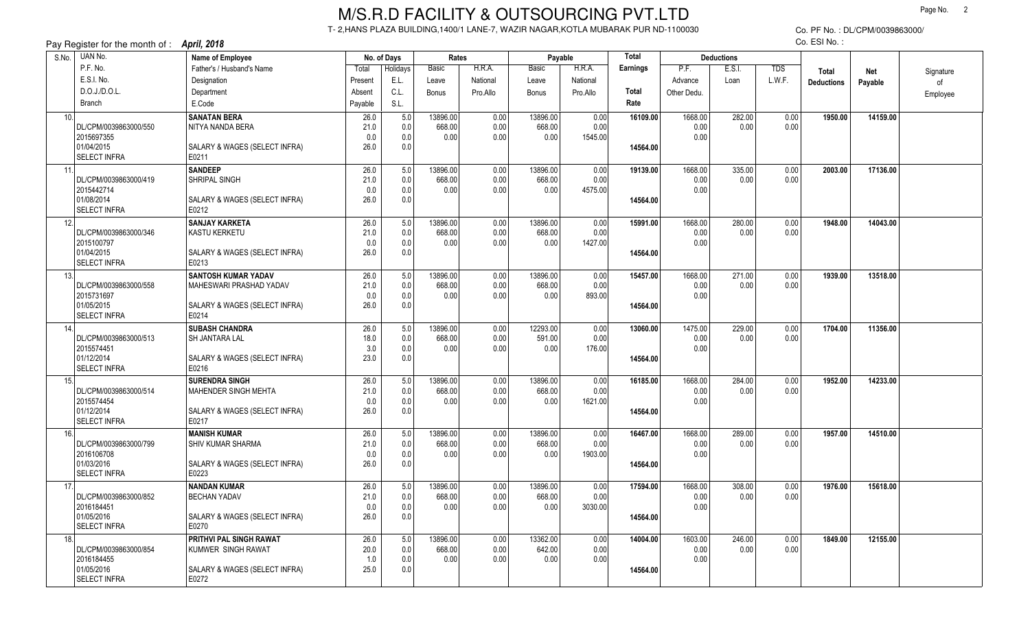# M/S.R.D FACILITY & OUTSOURCING PVT.LTD

T- 2,HANS PLAZA BUILDING,1400/1 LANE-7, WAZIR NAGAR,KOTLA MUBARAK PUR ND-1100030

Co. PF No. : DL/CPM/0039863000/

Co. ESI No. :

Pay Register for the month of : *April, 2018*

| S.No. | UAN No. / P.F. No. / E.S.I. No. / D.O.J./D.O.L. / Branch | Name of Employee / Father's / Husband's Name / Designation / Department / E.Code | No. of Days: Total / Present / Absent / Payable | Holidays / E.L. / C.L. / S.L. | Rates: Basic / Leave / Bonus | H.R.A. / National / Pro.Allo | Payable: Basic / Leave / Bonus | H.R.A. / National / Pro.Allo | Total Earnings / Total Rate | Deductions: P.F. / Advance / Other Dedu. | E.S.I. / Loan | TDS / L.W.F. | Total Deductions | Net Payable | Signature of Employee |
|---|---|---|---|---|---|---|---|---|---|---|---|---|---|---|---|
| 10. | DL/CPM/0039863000/550<br>2015697355<br>01/04/2015<br>SELECT INFRA | **SANATAN BERA**<br>NITYA NANDA BERA<br>SALARY & WAGES (SELECT INFRA)<br>E0211 | 26.0<br>21.0<br>0.0<br>26.0 | 5.0<br>0.0<br>0.0<br>0.0 | 13896.00<br>668.00<br>0.00 | 0.00<br>0.00<br>0.00 | 13896.00<br>668.00<br>0.00 | 0.00<br>0.00<br>1545.00 | **16109.00**<br>**14564.00** | 1668.00<br>0.00<br>0.00 | 282.00<br>0.00 | 0.00<br>0.00 | **1950.00** | **14159.00** | |
| 11. | DL/CPM/0039863000/419<br>2015442714<br>01/08/2014<br>SELECT INFRA | **SANDEEP**<br>SHRIPAL SINGH<br>SALARY & WAGES (SELECT INFRA)<br>E0212 | 26.0<br>21.0<br>0.0<br>26.0 | 5.0<br>0.0<br>0.0<br>0.0 | 13896.00<br>668.00<br>0.00 | 0.00<br>0.00<br>0.00 | 13896.00<br>668.00<br>0.00 | 0.00<br>0.00<br>4575.00 | **19139.00**<br>**14564.00** | 1668.00<br>0.00<br>0.00 | 335.00<br>0.00 | 0.00<br>0.00 | **2003.00** | **17136.00** | |
| 12. | DL/CPM/0039863000/346<br>2015100797<br>01/04/2015<br>SELECT INFRA | **SANJAY KARKETA**<br>KASTU KERKETU<br>SALARY & WAGES (SELECT INFRA)<br>E0213 | 26.0<br>21.0<br>0.0<br>26.0 | 5.0<br>0.0<br>0.0<br>0.0 | 13896.00<br>668.00<br>0.00 | 0.00<br>0.00<br>0.00 | 13896.00<br>668.00<br>0.00 | 0.00<br>0.00<br>1427.00 | **15991.00**<br>**14564.00** | 1668.00<br>0.00<br>0.00 | 280.00<br>0.00 | 0.00<br>0.00 | **1948.00** | **14043.00** | |
| 13. | DL/CPM/0039863000/558<br>2015731697<br>01/05/2015<br>SELECT INFRA | **SANTOSH KUMAR YADAV**<br>MAHESWARI PRASHAD YADAV<br>SALARY & WAGES (SELECT INFRA)<br>E0214 | 26.0<br>21.0<br>0.0<br>26.0 | 5.0<br>0.0<br>0.0<br>0.0 | 13896.00<br>668.00<br>0.00 | 0.00<br>0.00<br>0.00 | 13896.00<br>668.00<br>0.00 | 0.00<br>0.00<br>893.00 | **15457.00**<br>**14564.00** | 1668.00<br>0.00<br>0.00 | 271.00<br>0.00 | 0.00<br>0.00 | **1939.00** | **13518.00** | |
| 14. | DL/CPM/0039863000/513<br>2015574451<br>01/12/2014<br>SELECT INFRA | **SUBASH CHANDRA**<br>SH JANTARA LAL<br>SALARY & WAGES (SELECT INFRA)<br>E0216 | 26.0<br>18.0<br>3.0<br>23.0 | 5.0<br>0.0<br>0.0<br>0.0 | 13896.00<br>668.00<br>0.00 | 0.00<br>0.00<br>0.00 | 12293.00<br>591.00<br>0.00 | 0.00<br>0.00<br>176.00 | **13060.00**<br>**14564.00** | 1475.00<br>0.00<br>0.00 | 229.00<br>0.00 | 0.00<br>0.00 | **1704.00** | **11356.00** | |
| 15. | DL/CPM/0039863000/514<br>2015574454<br>01/12/2014<br>SELECT INFRA | **SURENDRA SINGH**<br>MAHENDER SINGH MEHTA<br>SALARY & WAGES (SELECT INFRA)<br>E0217 | 26.0<br>21.0<br>0.0<br>26.0 | 5.0<br>0.0<br>0.0<br>0.0 | 13896.00<br>668.00<br>0.00 | 0.00<br>0.00<br>0.00 | 13896.00<br>668.00<br>0.00 | 0.00<br>0.00<br>1621.00 | **16185.00**<br>**14564.00** | 1668.00<br>0.00<br>0.00 | 284.00<br>0.00 | 0.00<br>0.00 | **1952.00** | **14233.00** | |
| 16. | DL/CPM/0039863000/799<br>2016106708<br>01/03/2016<br>SELECT INFRA | **MANISH KUMAR**<br>SHIV KUMAR SHARMA<br>SALARY & WAGES (SELECT INFRA)<br>E0223 | 26.0<br>21.0<br>0.0<br>26.0 | 5.0<br>0.0<br>0.0<br>0.0 | 13896.00<br>668.00<br>0.00 | 0.00<br>0.00<br>0.00 | 13896.00<br>668.00<br>0.00 | 0.00<br>0.00<br>1903.00 | **16467.00**<br>**14564.00** | 1668.00<br>0.00<br>0.00 | 289.00<br>0.00 | 0.00<br>0.00 | **1957.00** | **14510.00** | |
| 17. | DL/CPM/0039863000/852<br>2016184451<br>01/05/2016<br>SELECT INFRA | **NANDAN KUMAR**<br>BECHAN YADAV<br>SALARY & WAGES (SELECT INFRA)<br>E0270 | 26.0<br>21.0<br>0.0<br>26.0 | 5.0<br>0.0<br>0.0<br>0.0 | 13896.00<br>668.00<br>0.00 | 0.00<br>0.00<br>0.00 | 13896.00<br>668.00<br>0.00 | 0.00<br>0.00<br>3030.00 | **17594.00**<br>**14564.00** | 1668.00<br>0.00<br>0.00 | 308.00<br>0.00 | 0.00<br>0.00 | **1976.00** | **15618.00** | |
| 18. | DL/CPM/0039863000/854<br>2016184455<br>01/05/2016<br>SELECT INFRA | **PRITHVI PAL SINGH RAWAT**<br>KUMWER SINGH RAWAT<br>SALARY & WAGES (SELECT INFRA)<br>E0272 | 26.0<br>20.0<br>1.0<br>25.0 | 5.0<br>0.0<br>0.0<br>0.0 | 13896.00<br>668.00<br>0.00 | 0.00<br>0.00<br>0.00 | 13362.00<br>642.00<br>0.00 | 0.00<br>0.00<br>0.00 | **14004.00**<br>**14564.00** | 1603.00<br>0.00<br>0.00 | 246.00<br>0.00 | 0.00<br>0.00 | **1849.00** | **12155.00** | |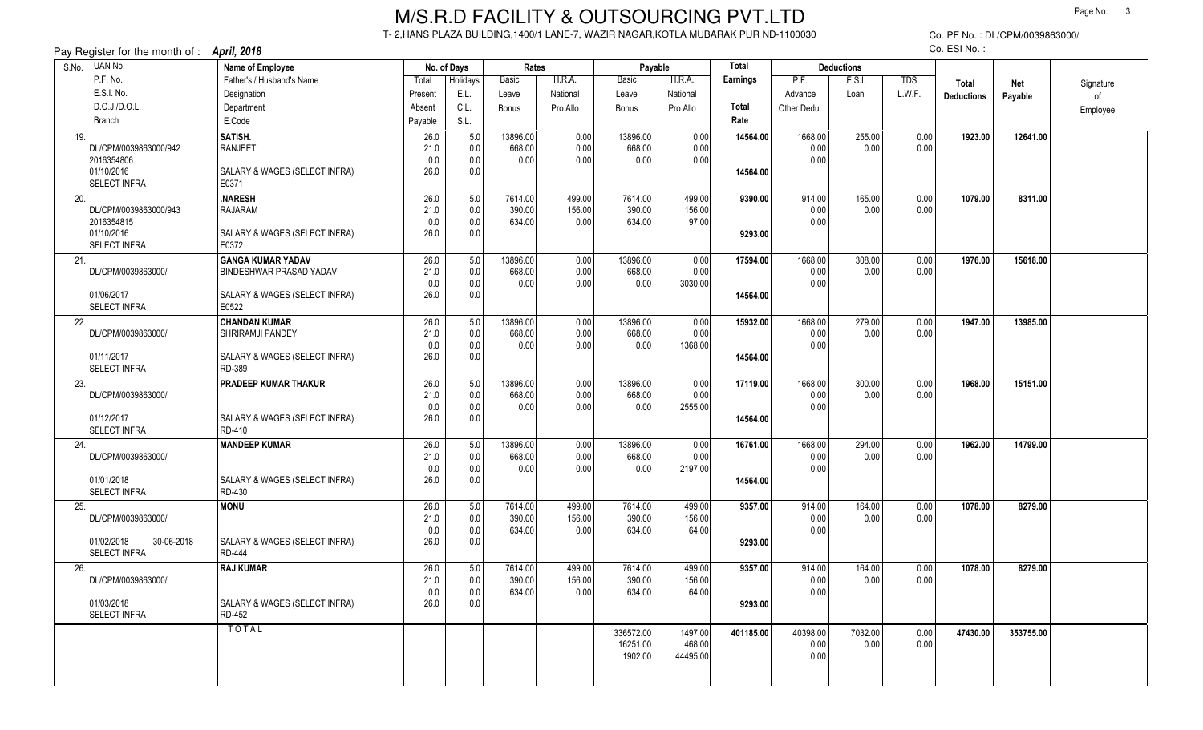# M/S.R.D FACILITY & OUTSOURCING PVT.LTD

T- 2,HANS PLAZA BUILDING,1400/1 LANE-7, WAZIR NAGAR,KOTLA MUBARAK PUR ND-1100030

Co. PF No. : DL/CPM/0039863000/

Co. ESI No. :

Pay Register for the month of : *April, 2018*

| S.No. | UAN No. / P.F. No. / E.S.I. No. / D.O.J./D.O.L. / Branch | Name of Employee / Father's / Husband's Name / Designation / Department / E.Code | No. of Days: Total / Present / Absent / Payable | Holidays / E.L. / C.L. / S.L. | Rates: Basic / Leave / Bonus | H.R.A. / National / Pro.Allo | Payable: Basic / Leave / Bonus | H.R.A. / National / Pro.Allo | Total Earnings / Total Rate | Deductions: P.F. / Advance / Other Dedu. | E.S.I. / Loan | TDS / L.W.F. | Total Deductions | Net Payable | Signature of Employee |
|---|---|---|---|---|---|---|---|---|---|---|---|---|---|---|---|
| 19. | DL/CPM/0039863000/942<br>2016354806<br>01/10/2016<br>SELECT INFRA | SATISH.<br>RANJEET<br>SALARY & WAGES (SELECT INFRA)<br>E0371 | 26.0<br>21.0<br>0.0<br>26.0 | 5.0<br>0.0<br>0.0<br>0.0 | 13896.00<br>668.00<br>0.00 | 0.00<br>0.00<br>0.00 | 13896.00<br>668.00<br>0.00 | 0.00<br>0.00<br>0.00 | 14564.00<br>14564.00 | 1668.00<br>0.00<br>0.00 | 255.00<br>0.00 | 0.00<br>0.00 | 1923.00 | 12641.00 | |
| 20. | DL/CPM/0039863000/943<br>2016354815<br>01/10/2016<br>SELECT INFRA | .NARESH<br>RAJARAM<br>SALARY & WAGES (SELECT INFRA)<br>E0372 | 26.0<br>21.0<br>0.0<br>26.0 | 5.0<br>0.0<br>0.0<br>0.0 | 7614.00<br>390.00<br>634.00 | 499.00<br>156.00<br>0.00 | 7614.00<br>390.00<br>634.00 | 499.00<br>156.00<br>97.00 | 9390.00<br>9293.00 | 914.00<br>0.00<br>0.00 | 165.00<br>0.00 | 0.00<br>0.00 | 1079.00 | 8311.00 | |
| 21. | DL/CPM/0039863000/<br>01/06/2017<br>SELECT INFRA | GANGA KUMAR YADAV<br>BINDESHWAR PRASAD YADAV<br>SALARY & WAGES (SELECT INFRA)<br>E0522 | 26.0<br>21.0<br>0.0<br>26.0 | 5.0<br>0.0<br>0.0<br>0.0 | 13896.00<br>668.00<br>0.00 | 0.00<br>0.00<br>0.00 | 13896.00<br>668.00<br>0.00 | 0.00<br>0.00<br>3030.00 | 17594.00<br>14564.00 | 1668.00<br>0.00<br>0.00 | 308.00<br>0.00 | 0.00<br>0.00 | 1976.00 | 15618.00 | |
| 22. | DL/CPM/0039863000/<br>01/11/2017<br>SELECT INFRA | CHANDAN KUMAR<br>SHRIRAMJI PANDEY<br>SALARY & WAGES (SELECT INFRA)<br>RD-389 | 26.0<br>21.0<br>0.0<br>26.0 | 5.0<br>0.0<br>0.0<br>0.0 | 13896.00<br>668.00<br>0.00 | 0.00<br>0.00<br>0.00 | 13896.00<br>668.00<br>0.00 | 0.00<br>0.00<br>1368.00 | 15932.00<br>14564.00 | 1668.00<br>0.00<br>0.00 | 279.00<br>0.00 | 0.00<br>0.00 | 1947.00 | 13985.00 | |
| 23. | DL/CPM/0039863000/<br>01/12/2017<br>SELECT INFRA | PRADEEP KUMAR THAKUR<br>SALARY & WAGES (SELECT INFRA)<br>RD-410 | 26.0<br>21.0<br>0.0<br>26.0 | 5.0<br>0.0<br>0.0<br>0.0 | 13896.00<br>668.00<br>0.00 | 0.00<br>0.00<br>0.00 | 13896.00<br>668.00<br>0.00 | 0.00<br>0.00<br>2555.00 | 17119.00<br>14564.00 | 1668.00<br>0.00<br>0.00 | 300.00<br>0.00 | 0.00<br>0.00 | 1968.00 | 15151.00 | |
| 24. | DL/CPM/0039863000/<br>01/01/2018<br>SELECT INFRA | MANDEEP KUMAR<br>SALARY & WAGES (SELECT INFRA)<br>RD-430 | 26.0<br>21.0<br>0.0<br>26.0 | 5.0<br>0.0<br>0.0<br>0.0 | 13896.00<br>668.00<br>0.00 | 0.00<br>0.00<br>0.00 | 13896.00<br>668.00<br>0.00 | 0.00<br>0.00<br>2197.00 | 16761.00<br>14564.00 | 1668.00<br>0.00<br>0.00 | 294.00<br>0.00 | 0.00<br>0.00 | 1962.00 | 14799.00 | |
| 25. | DL/CPM/0039863000/<br>01/02/2018 30-06-2018<br>SELECT INFRA | MONU<br>SALARY & WAGES (SELECT INFRA)<br>RD-444 | 26.0<br>21.0<br>0.0<br>26.0 | 5.0<br>0.0<br>0.0<br>0.0 | 7614.00<br>390.00<br>634.00 | 499.00<br>156.00<br>0.00 | 7614.00<br>390.00<br>634.00 | 499.00<br>156.00<br>64.00 | 9357.00<br>9293.00 | 914.00<br>0.00<br>0.00 | 164.00<br>0.00 | 0.00<br>0.00 | 1078.00 | 8279.00 | |
| 26. | DL/CPM/0039863000/<br>01/03/2018<br>SELECT INFRA | RAJ KUMAR<br>SALARY & WAGES (SELECT INFRA)<br>RD-452 | 26.0<br>21.0<br>0.0<br>26.0 | 5.0<br>0.0<br>0.0<br>0.0 | 7614.00<br>390.00<br>634.00 | 499.00<br>156.00<br>0.00 | 7614.00<br>390.00<br>634.00 | 499.00<br>156.00<br>64.00 | 9357.00<br>9293.00 | 914.00<br>0.00<br>0.00 | 164.00<br>0.00 | 0.00<br>0.00 | 1078.00 | 8279.00 | |
| | | TOTAL | | | | | 336572.00<br>16251.00<br>1902.00 | 1497.00<br>468.00<br>44495.00 | 401185.00 | 40398.00<br>0.00<br>0.00 | 7032.00<br>0.00 | 0.00<br>0.00 | 47430.00 | 353755.00 | |